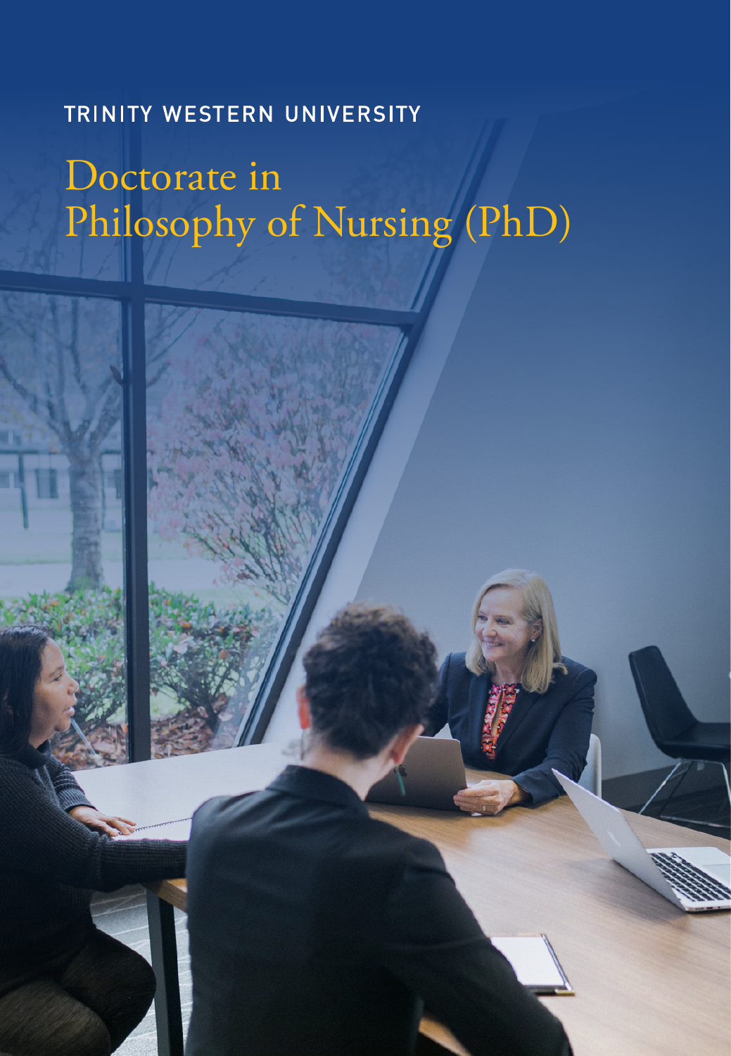TRINITY WESTERN UNIVERSITY

# Doctorate in Philosophy of Nursing (PhD)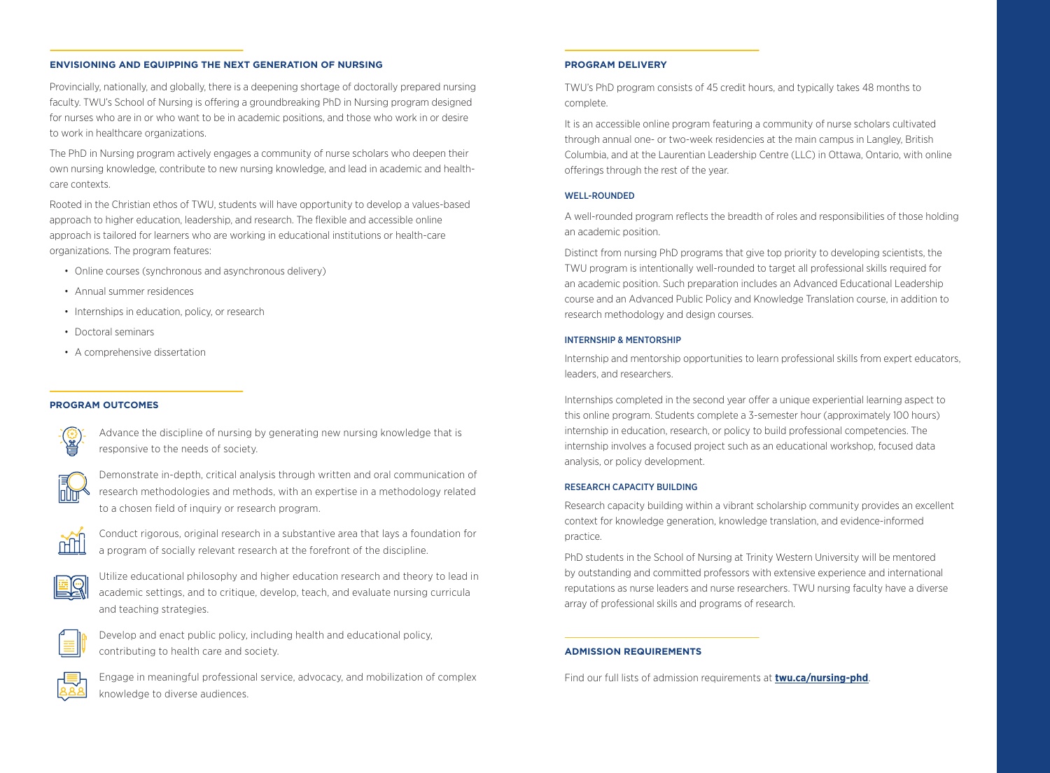## ENVISIONING AND EQUIPPING THE NEXT GENERATION OF NURSING

Provincially, nationally, and globally, there is a deepening shortage of doctorally prepared nursing faculty. TWU's School of Nursing is offering a groundbreaking PhD in Nursing program designed for nurses who are in or who want to be in academic positions, and those who work in or desire to work in healthcare organizations.

The PhD in Nursing program actively engages a community of nurse scholars who deepen their own nursing knowledge, contribute to new nursing knowledge, and lead in academic and health-care contexts.

Rooted in the Christian ethos of TWU, students will have opportunity to develop a values-based approach to higher education, leadership, and research. The flexible and accessible online approach is tailored for learners who are working in educational institutions or health-care organizations. The program features:

- Online courses (synchronous and asynchronous delivery)
- Annual summer residences
- Internships in education, policy, or research
- Doctoral seminars
- A comprehensive dissertation

## PROGRAM OUTCOMES

- Advance the discipline of nursing by generating new nursing knowledge that is responsive to the needs of society.
- Demonstrate in-depth, critical analysis through written and oral communication of research methodologies and methods, with an expertise in a methodology related to a chosen field of inquiry or research program.
- Conduct rigorous, original research in a substantive area that lays a foundation for a program of socially relevant research at the forefront of the discipline.
- Utilize educational philosophy and higher education research and theory to lead in academic settings, and to critique, develop, teach, and evaluate nursing curricula and teaching strategies.
- Develop and enact public policy, including health and educational policy, contributing to health care and society.
- Engage in meaningful professional service, advocacy, and mobilization of complex knowledge to diverse audiences.

## PROGRAM DELIVERY

TWU's PhD program consists of 45 credit hours, and typically takes 48 months to complete.

It is an accessible online program featuring a community of nurse scholars cultivated through annual one- or two-week residencies at the main campus in Langley, British Columbia, and at the Laurentian Leadership Centre (LLC) in Ottawa, Ontario, with online offerings through the rest of the year.

### WELL-ROUNDED

A well-rounded program reflects the breadth of roles and responsibilities of those holding an academic position.

Distinct from nursing PhD programs that give top priority to developing scientists, the TWU program is intentionally well-rounded to target all professional skills required for an academic position. Such preparation includes an Advanced Educational Leadership course and an Advanced Public Policy and Knowledge Translation course, in addition to research methodology and design courses.

### INTERNSHIP & MENTORSHIP

Internship and mentorship opportunities to learn professional skills from expert educators, leaders, and researchers.

Internships completed in the second year offer a unique experiential learning aspect to this online program. Students complete a 3-semester hour (approximately 100 hours) internship in education, research, or policy to build professional competencies. The internship involves a focused project such as an educational workshop, focused data analysis, or policy development.

### RESEARCH CAPACITY BUILDING

Research capacity building within a vibrant scholarship community provides an excellent context for knowledge generation, knowledge translation, and evidence-informed practice.

PhD students in the School of Nursing at Trinity Western University will be mentored by outstanding and committed professors with extensive experience and international reputations as nurse leaders and nurse researchers. TWU nursing faculty have a diverse array of professional skills and programs of research.

## ADMISSION REQUIREMENTS

Find our full lists of admission requirements at **twu.ca/nursing-phd**.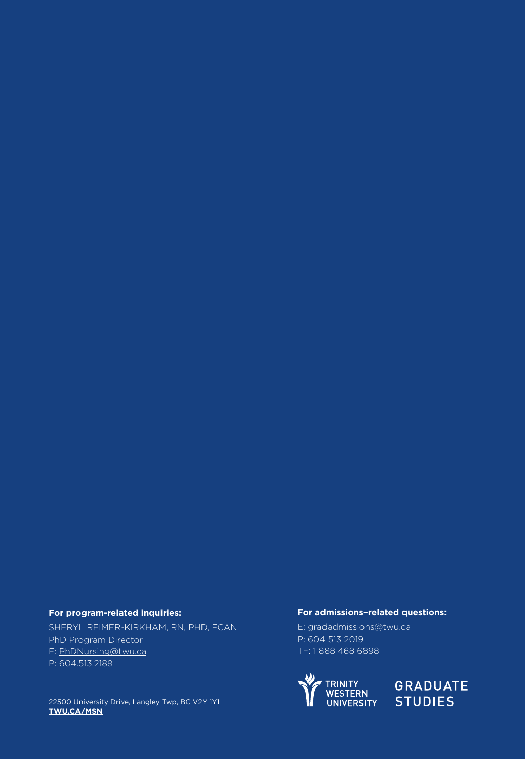**For program-related inquiries:**

SHERYL REIMER-KIRKHAM, RN, PHD, FCAN
PhD Program Director
E: PhDNursing@twu.ca
P: 604.513.2189

22500 University Drive, Langley Twp, BC V2Y 1Y1
**TWU.CA/MSN**

**For admissions-related questions:**

E: gradadmissions@twu.ca
P: 604 513 2019
TF: 1 888 468 6898

TRINITY WESTERN UNIVERSITY | GRADUATE STUDIES